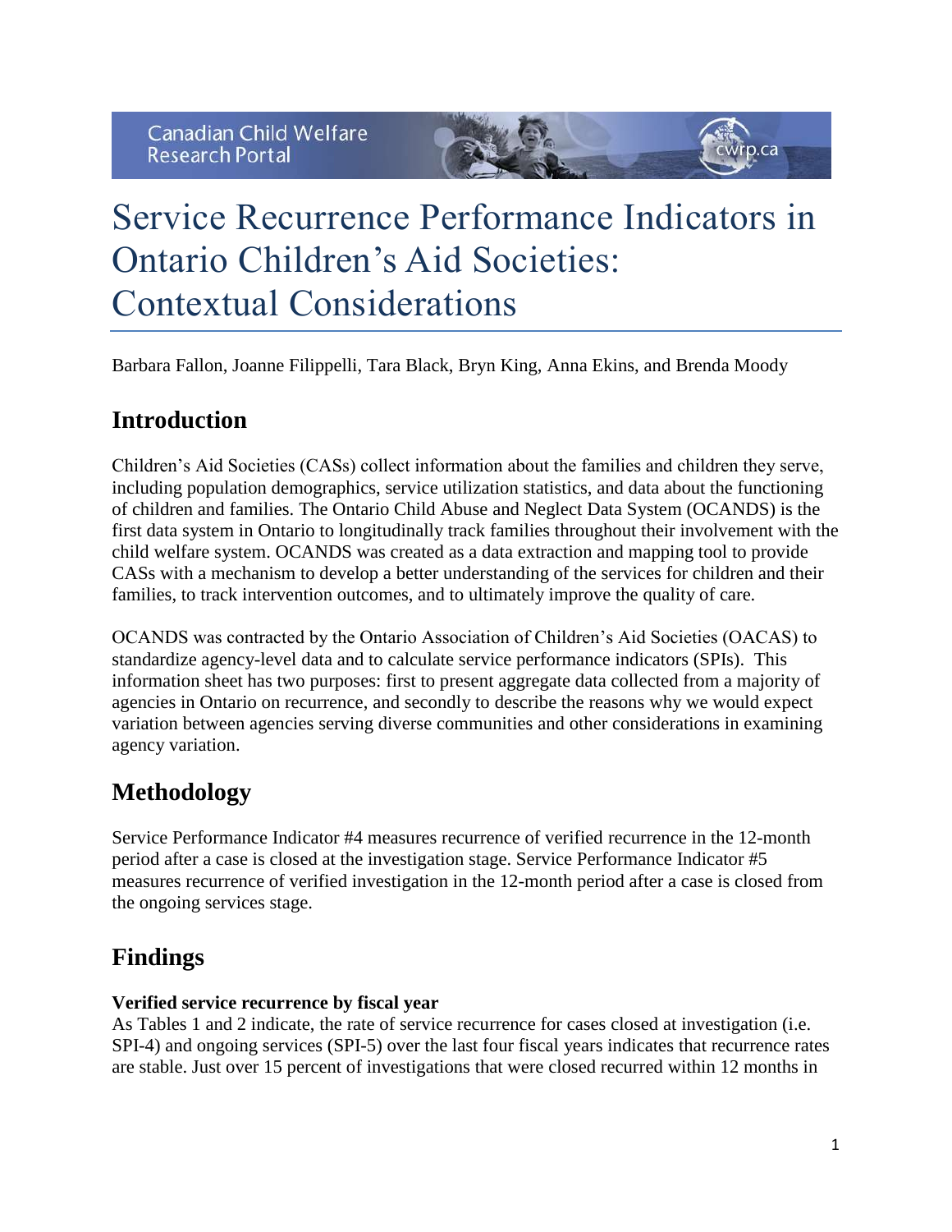Canadian Child Welfare Research Portal

# Service Recurrence Performance Indicators in Ontario Children's Aid Societies: Contextual Considerations

Barbara Fallon, Joanne Filippelli, Tara Black, Bryn King, Anna Ekins, and Brenda Moody

## Introduction

Children's Aid Societies (CASs) collect information about the families and children they serve, including population demographics, service utilization statistics, and data about the functioning of children and families. The Ontario Child Abuse and Neglect Data System (OCANDS) is the first data system in Ontario to longitudinally track families throughout their involvement with the child welfare system. OCANDS was created as a data extraction and mapping tool to provide CASs with a mechanism to develop a better understanding of the services for children and their families, to track intervention outcomes, and to ultimately improve the quality of care.

OCANDS was contracted by the Ontario Association of Children's Aid Societies (OACAS) to standardize agency-level data and to calculate service performance indicators (SPIs). This information sheet has two purposes: first to present aggregate data collected from a majority of agencies in Ontario on recurrence, and secondly to describe the reasons why we would expect variation between agencies serving diverse communities and other considerations in examining agency variation.

## Methodology

Service Performance Indicator #4 measures recurrence of verified recurrence in the 12-month period after a case is closed at the investigation stage. Service Performance Indicator #5 measures recurrence of verified investigation in the 12-month period after a case is closed from the ongoing services stage.

## Findings

**Verified service recurrence by fiscal year**

As Tables 1 and 2 indicate, the rate of service recurrence for cases closed at investigation (i.e. SPI-4) and ongoing services (SPI-5) over the last four fiscal years indicates that recurrence rates are stable. Just over 15 percent of investigations that were closed recurred within 12 months in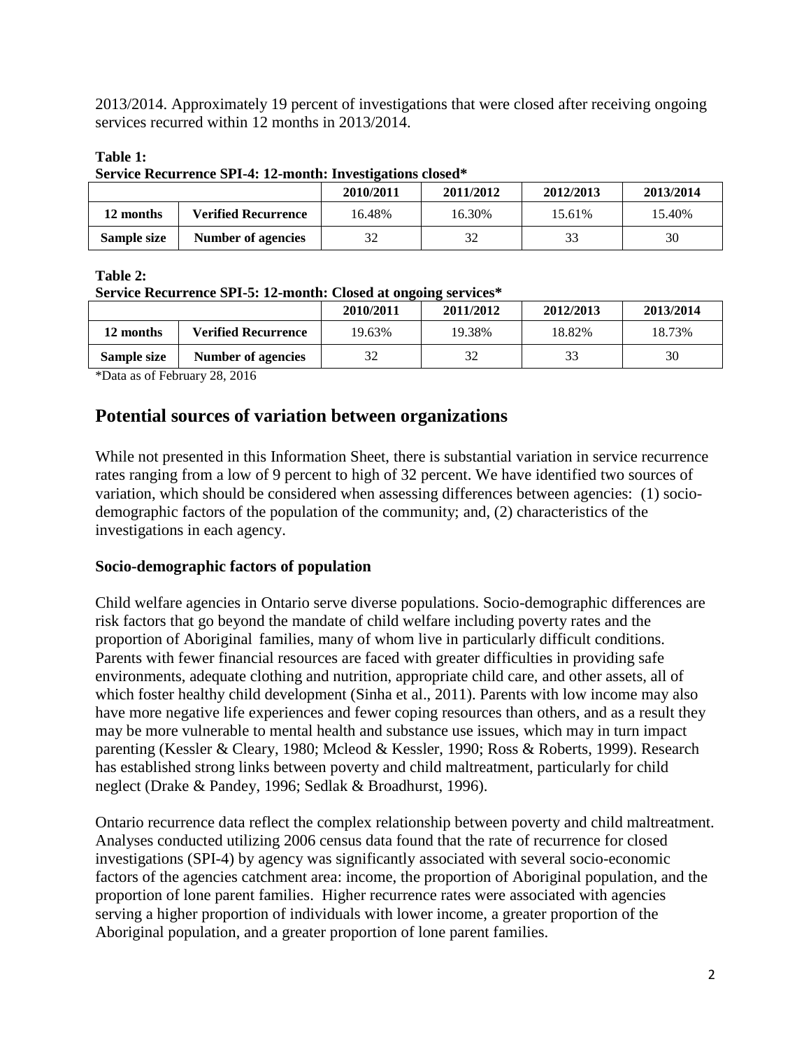2013/2014. Approximately 19 percent of investigations that were closed after receiving ongoing services recurred within 12 months in 2013/2014.

**Table 1:**
**Service Recurrence SPI-4: 12-month: Investigations closed***

| | | 2010/2011 | 2011/2012 | 2012/2013 | 2013/2014 |
|---|---|---|---|---|---|
| **12 months** | **Verified Recurrence** | 16.48% | 16.30% | 15.61% | 15.40% |
| **Sample size** | **Number of agencies** | 32 | 32 | 33 | 30 |

**Table 2:**
**Service Recurrence SPI-5: 12-month: Closed at ongoing services***

| | | 2010/2011 | 2011/2012 | 2012/2013 | 2013/2014 |
|---|---|---|---|---|---|
| **12 months** | **Verified Recurrence** | 19.63% | 19.38% | 18.82% | 18.73% |
| **Sample size** | **Number of agencies** | 32 | 32 | 33 | 30 |

*Data as of February 28, 2016

## Potential sources of variation between organizations

While not presented in this Information Sheet, there is substantial variation in service recurrence rates ranging from a low of 9 percent to high of 32 percent. We have identified two sources of variation, which should be considered when assessing differences between agencies: (1) socio-demographic factors of the population of the community; and, (2) characteristics of the investigations in each agency.

### Socio-demographic factors of population

Child welfare agencies in Ontario serve diverse populations. Socio-demographic differences are risk factors that go beyond the mandate of child welfare including poverty rates and the proportion of Aboriginal families, many of whom live in particularly difficult conditions. Parents with fewer financial resources are faced with greater difficulties in providing safe environments, adequate clothing and nutrition, appropriate child care, and other assets, all of which foster healthy child development (Sinha et al., 2011). Parents with low income may also have more negative life experiences and fewer coping resources than others, and as a result they may be more vulnerable to mental health and substance use issues, which may in turn impact parenting (Kessler & Cleary, 1980; Mcleod & Kessler, 1990; Ross & Roberts, 1999). Research has established strong links between poverty and child maltreatment, particularly for child neglect (Drake & Pandey, 1996; Sedlak & Broadhurst, 1996).

Ontario recurrence data reflect the complex relationship between poverty and child maltreatment. Analyses conducted utilizing 2006 census data found that the rate of recurrence for closed investigations (SPI-4) by agency was significantly associated with several socio-economic factors of the agencies catchment area: income, the proportion of Aboriginal population, and the proportion of lone parent families. Higher recurrence rates were associated with agencies serving a higher proportion of individuals with lower income, a greater proportion of the Aboriginal population, and a greater proportion of lone parent families.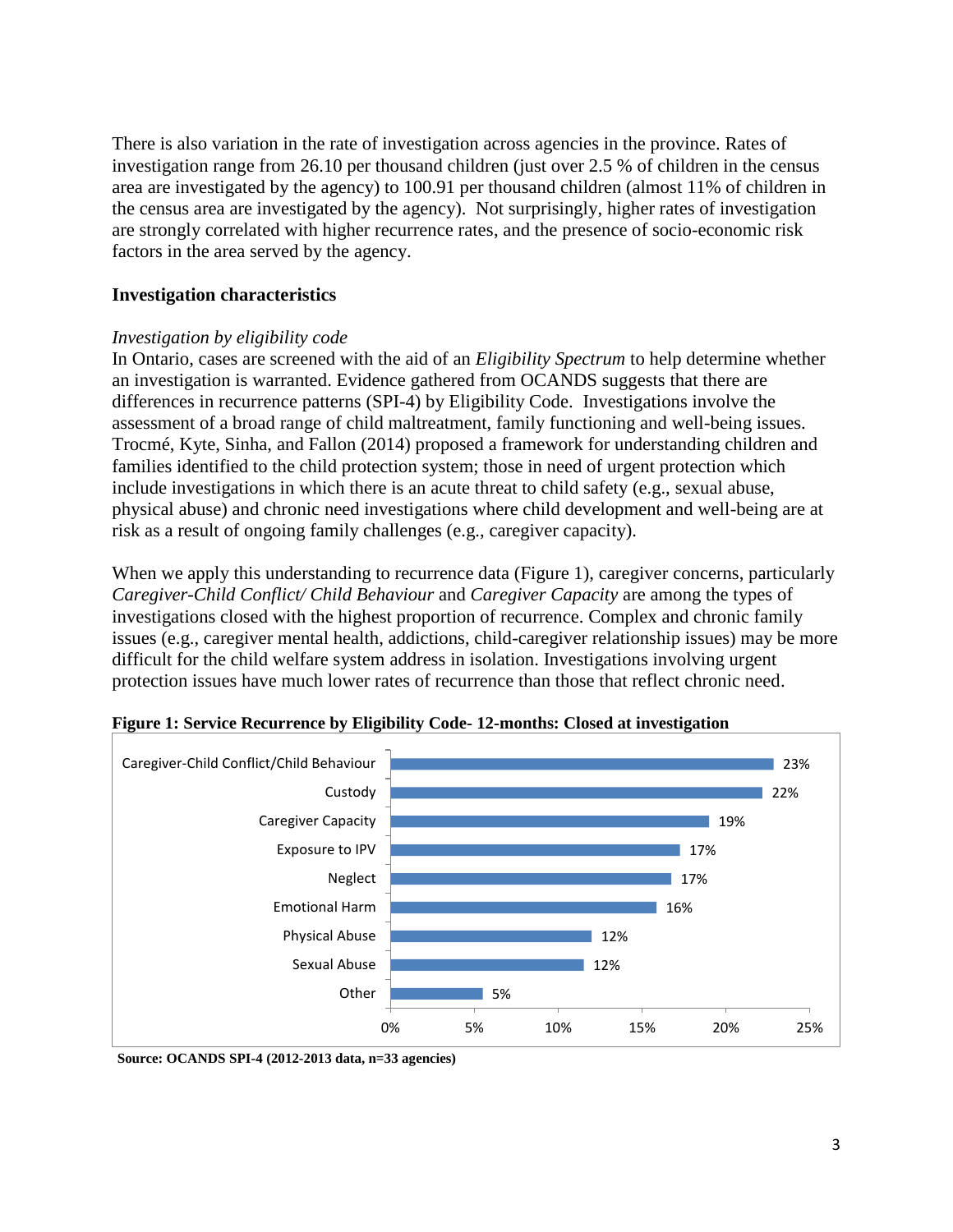There is also variation in the rate of investigation across agencies in the province. Rates of investigation range from 26.10 per thousand children (just over 2.5 % of children in the census area are investigated by the agency) to 100.91 per thousand children (almost 11% of children in the census area are investigated by the agency). Not surprisingly, higher rates of investigation are strongly correlated with higher recurrence rates, and the presence of socio-economic risk factors in the area served by the agency.

## Investigation characteristics

*Investigation by eligibility code*

In Ontario, cases are screened with the aid of an *Eligibility Spectrum* to help determine whether an investigation is warranted. Evidence gathered from OCANDS suggests that there are differences in recurrence patterns (SPI-4) by Eligibility Code. Investigations involve the assessment of a broad range of child maltreatment, family functioning and well-being issues. Trocmé, Kyte, Sinha, and Fallon (2014) proposed a framework for understanding children and families identified to the child protection system; those in need of urgent protection which include investigations in which there is an acute threat to child safety (e.g., sexual abuse, physical abuse) and chronic need investigations where child development and well-being are at risk as a result of ongoing family challenges (e.g., caregiver capacity).

When we apply this understanding to recurrence data (Figure 1), caregiver concerns, particularly *Caregiver-Child Conflict/ Child Behaviour* and *Caregiver Capacity* are among the types of investigations closed with the highest proportion of recurrence. Complex and chronic family issues (e.g., caregiver mental health, addictions, child-caregiver relationship issues) may be more difficult for the child welfare system address in isolation. Investigations involving urgent protection issues have much lower rates of recurrence than those that reflect chronic need.

**Figure 1: Service Recurrence by Eligibility Code- 12-months: Closed at investigation**

| Eligibility Code | Recurrence |
|---|---|
| Caregiver-Child Conflict/Child Behaviour | 23% |
| Custody | 22% |
| Caregiver Capacity | 19% |
| Exposure to IPV | 17% |
| Neglect | 17% |
| Emotional Harm | 16% |
| Physical Abuse | 12% |
| Sexual Abuse | 12% |
| Other | 5% |

**Source: OCANDS SPI-4 (2012-2013 data, n=33 agencies)**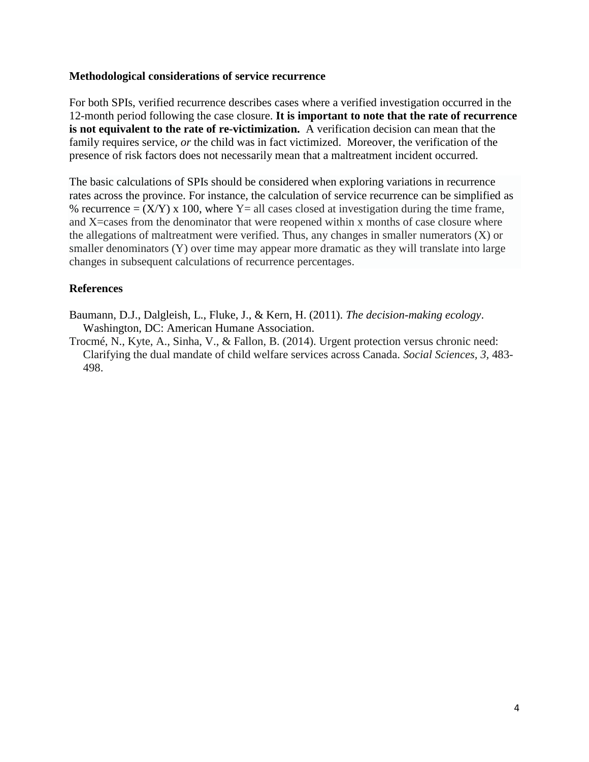**Methodological considerations of service recurrence**

For both SPIs, verified recurrence describes cases where a verified investigation occurred in the 12-month period following the case closure. **It is important to note that the rate of recurrence is not equivalent to the rate of re-victimization.** A verification decision can mean that the family requires service, *or* the child was in fact victimized. Moreover, the verification of the presence of risk factors does not necessarily mean that a maltreatment incident occurred.

The basic calculations of SPIs should be considered when exploring variations in recurrence rates across the province. For instance, the calculation of service recurrence can be simplified as % recurrence = (X/Y) x 100, where Y= all cases closed at investigation during the time frame, and X=cases from the denominator that were reopened within x months of case closure where the allegations of maltreatment were verified. Thus, any changes in smaller numerators (X) or smaller denominators (Y) over time may appear more dramatic as they will translate into large changes in subsequent calculations of recurrence percentages.

**References**

Baumann, D.J., Dalgleish, L., Fluke, J., & Kern, H. (2011). *The decision-making ecology*. Washington, DC: American Humane Association.

Trocmé, N., Kyte, A., Sinha, V., & Fallon, B. (2014). Urgent protection versus chronic need: Clarifying the dual mandate of child welfare services across Canada. *Social Sciences, 3,* 483-498.